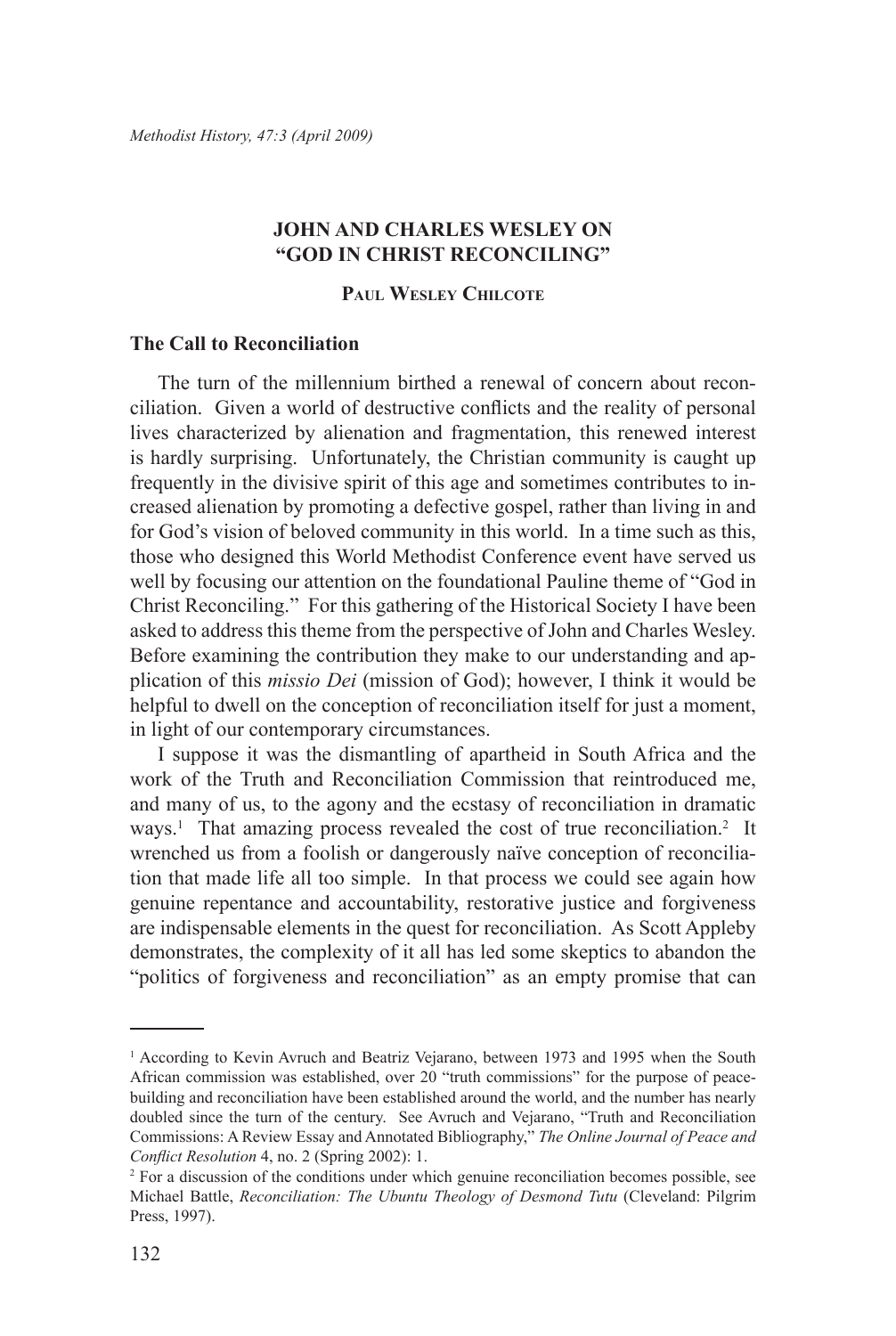# JOHN AND CHARLES WESLEY ON "GOD IN CHRIST RECONCILING"

**Paul Wesley Chilcote**

## The Call to Reconciliation

The turn of the millennium birthed a renewal of concern about reconciliation. Given a world of destructive conflicts and the reality of personal lives characterized by alienation and fragmentation, this renewed interest is hardly surprising. Unfortunately, the Christian community is caught up frequently in the divisive spirit of this age and sometimes contributes to increased alienation by promoting a defective gospel, rather than living in and for God's vision of beloved community in this world. In a time such as this, those who designed this World Methodist Conference event have served us well by focusing our attention on the foundational Pauline theme of "God in Christ Reconciling." For this gathering of the Historical Society I have been asked to address this theme from the perspective of John and Charles Wesley. Before examining the contribution they make to our understanding and application of this *missio Dei* (mission of God); however, I think it would be helpful to dwell on the conception of reconciliation itself for just a moment, in light of our contemporary circumstances.

I suppose it was the dismantling of apartheid in South Africa and the work of the Truth and Reconciliation Commission that reintroduced me, and many of us, to the agony and the ecstasy of reconciliation in dramatic ways.[1] That amazing process revealed the cost of true reconciliation.[2] It wrenched us from a foolish or dangerously naïve conception of reconciliation that made life all too simple. In that process we could see again how genuine repentance and accountability, restorative justice and forgiveness are indispensable elements in the quest for reconciliation. As Scott Appleby demonstrates, the complexity of it all has led some skeptics to abandon the "politics of forgiveness and reconciliation" as an empty promise that can

---

[1] According to Kevin Avruch and Beatriz Vejarano, between 1973 and 1995 when the South African commission was established, over 20 "truth commissions" for the purpose of peacebuilding and reconciliation have been established around the world, and the number has nearly doubled since the turn of the century. See Avruch and Vejarano, "Truth and Reconciliation Commissions: A Review Essay and Annotated Bibliography," *The Online Journal of Peace and Conflict Resolution* 4, no. 2 (Spring 2002): 1.

[2] For a discussion of the conditions under which genuine reconciliation becomes possible, see Michael Battle, *Reconciliation: The Ubuntu Theology of Desmond Tutu* (Cleveland: Pilgrim Press, 1997).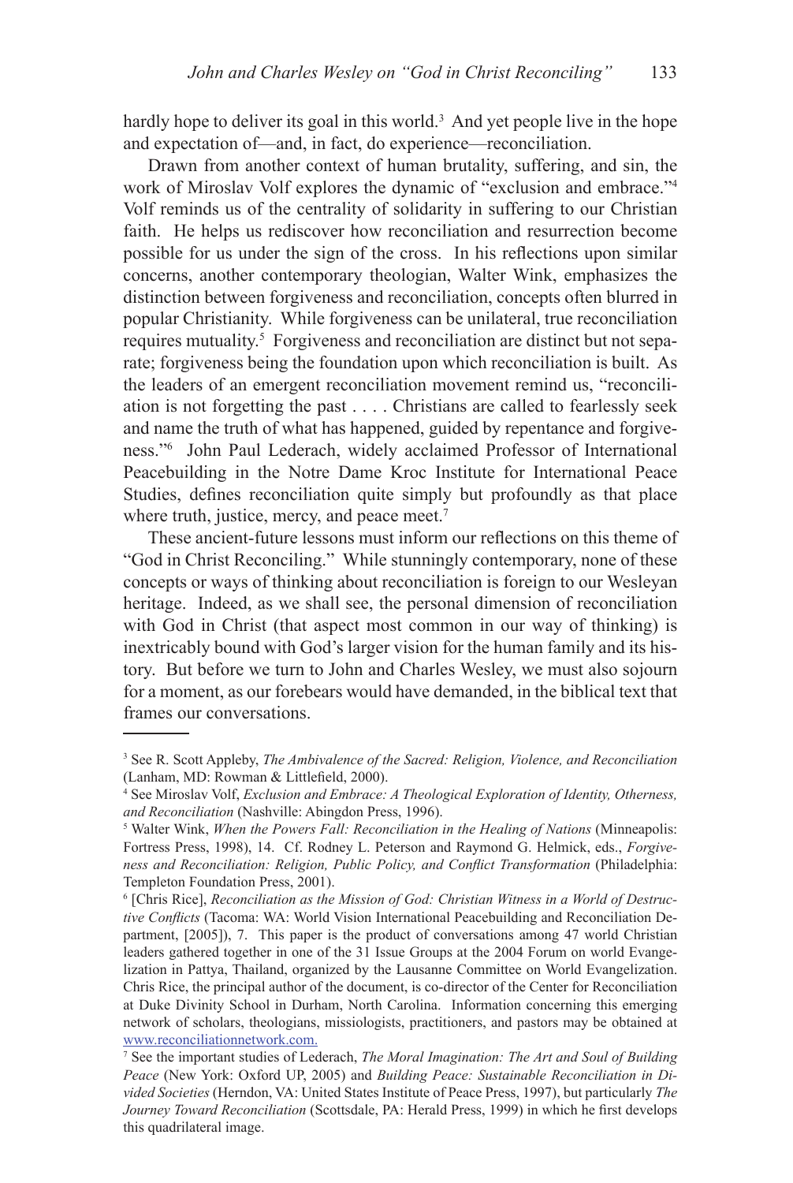hardly hope to deliver its goal in this world.[3] And yet people live in the hope and expectation of—and, in fact, do experience—reconciliation.

Drawn from another context of human brutality, suffering, and sin, the work of Miroslav Volf explores the dynamic of "exclusion and embrace."[4] Volf reminds us of the centrality of solidarity in suffering to our Christian faith. He helps us rediscover how reconciliation and resurrection become possible for us under the sign of the cross. In his reflections upon similar concerns, another contemporary theologian, Walter Wink, emphasizes the distinction between forgiveness and reconciliation, concepts often blurred in popular Christianity. While forgiveness can be unilateral, true reconciliation requires mutuality.[5] Forgiveness and reconciliation are distinct but not separate; forgiveness being the foundation upon which reconciliation is built. As the leaders of an emergent reconciliation movement remind us, "reconciliation is not forgetting the past . . . . Christians are called to fearlessly seek and name the truth of what has happened, guided by repentance and forgiveness."[6] John Paul Lederach, widely acclaimed Professor of International Peacebuilding in the Notre Dame Kroc Institute for International Peace Studies, defines reconciliation quite simply but profoundly as that place where truth, justice, mercy, and peace meet.[7]

These ancient-future lessons must inform our reflections on this theme of "God in Christ Reconciling." While stunningly contemporary, none of these concepts or ways of thinking about reconciliation is foreign to our Wesleyan heritage. Indeed, as we shall see, the personal dimension of reconciliation with God in Christ (that aspect most common in our way of thinking) is inextricably bound with God's larger vision for the human family and its history. But before we turn to John and Charles Wesley, we must also sojourn for a moment, as our forebears would have demanded, in the biblical text that frames our conversations.

---

[3] See R. Scott Appleby, *The Ambivalence of the Sacred: Religion, Violence, and Reconciliation* (Lanham, MD: Rowman & Littlefield, 2000).

[4] See Miroslav Volf, *Exclusion and Embrace: A Theological Exploration of Identity, Otherness, and Reconciliation* (Nashville: Abingdon Press, 1996).

[5] Walter Wink, *When the Powers Fall: Reconciliation in the Healing of Nations* (Minneapolis: Fortress Press, 1998), 14. Cf. Rodney L. Peterson and Raymond G. Helmick, eds., *Forgiveness and Reconciliation: Religion, Public Policy, and Conflict Transformation* (Philadelphia: Templeton Foundation Press, 2001).

[6] [Chris Rice], *Reconciliation as the Mission of God: Christian Witness in a World of Destructive Conflicts* (Tacoma: WA: World Vision International Peacebuilding and Reconciliation Department, [2005]), 7. This paper is the product of conversations among 47 world Christian leaders gathered together in one of the 31 Issue Groups at the 2004 Forum on world Evangelization in Pattya, Thailand, organized by the Lausanne Committee on World Evangelization. Chris Rice, the principal author of the document, is co-director of the Center for Reconciliation at Duke Divinity School in Durham, North Carolina. Information concerning this emerging network of scholars, theologians, missiologists, practitioners, and pastors may be obtained at www.reconciliationnetwork.com.

[7] See the important studies of Lederach, *The Moral Imagination: The Art and Soul of Building Peace* (New York: Oxford UP, 2005) and *Building Peace: Sustainable Reconciliation in Divided Societies* (Herndon, VA: United States Institute of Peace Press, 1997), but particularly *The Journey Toward Reconciliation* (Scottsdale, PA: Herald Press, 1999) in which he first develops this quadrilateral image.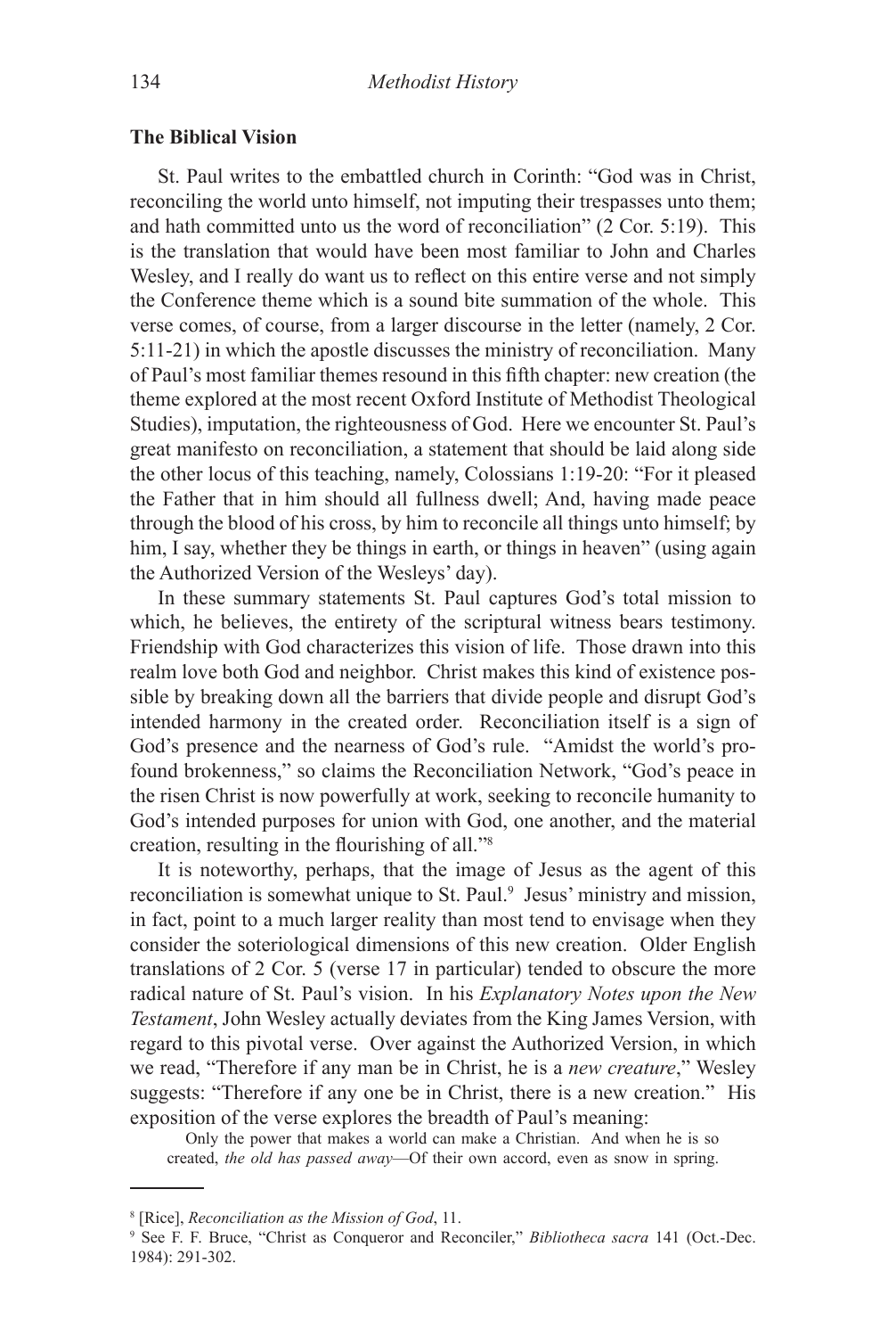### The Biblical Vision

St. Paul writes to the embattled church in Corinth: "God was in Christ, reconciling the world unto himself, not imputing their trespasses unto them; and hath committed unto us the word of reconciliation" (2 Cor. 5:19). This is the translation that would have been most familiar to John and Charles Wesley, and I really do want us to reflect on this entire verse and not simply the Conference theme which is a sound bite summation of the whole. This verse comes, of course, from a larger discourse in the letter (namely, 2 Cor. 5:11-21) in which the apostle discusses the ministry of reconciliation. Many of Paul's most familiar themes resound in this fifth chapter: new creation (the theme explored at the most recent Oxford Institute of Methodist Theological Studies), imputation, the righteousness of God. Here we encounter St. Paul's great manifesto on reconciliation, a statement that should be laid along side the other locus of this teaching, namely, Colossians 1:19-20: "For it pleased the Father that in him should all fullness dwell; And, having made peace through the blood of his cross, by him to reconcile all things unto himself; by him, I say, whether they be things in earth, or things in heaven" (using again the Authorized Version of the Wesleys' day).

In these summary statements St. Paul captures God's total mission to which, he believes, the entirety of the scriptural witness bears testimony. Friendship with God characterizes this vision of life. Those drawn into this realm love both God and neighbor. Christ makes this kind of existence possible by breaking down all the barriers that divide people and disrupt God's intended harmony in the created order. Reconciliation itself is a sign of God's presence and the nearness of God's rule. "Amidst the world's profound brokenness," so claims the Reconciliation Network, "God's peace in the risen Christ is now powerfully at work, seeking to reconcile humanity to God's intended purposes for union with God, one another, and the material creation, resulting in the flourishing of all."[8]

It is noteworthy, perhaps, that the image of Jesus as the agent of this reconciliation is somewhat unique to St. Paul.[9] Jesus' ministry and mission, in fact, point to a much larger reality than most tend to envisage when they consider the soteriological dimensions of this new creation. Older English translations of 2 Cor. 5 (verse 17 in particular) tended to obscure the more radical nature of St. Paul's vision. In his *Explanatory Notes upon the New Testament*, John Wesley actually deviates from the King James Version, with regard to this pivotal verse. Over against the Authorized Version, in which we read, "Therefore if any man be in Christ, he is a *new creature*," Wesley suggests: "Therefore if any one be in Christ, there is a new creation." His exposition of the verse explores the breadth of Paul's meaning:

> Only the power that makes a world can make a Christian. And when he is so created, *the old has passed away*—Of their own accord, even as snow in spring.

---

[8] [Rice], *Reconciliation as the Mission of God*, 11.

[9] See F. F. Bruce, "Christ as Conqueror and Reconciler," *Bibliotheca sacra* 141 (Oct.-Dec. 1984): 291-302.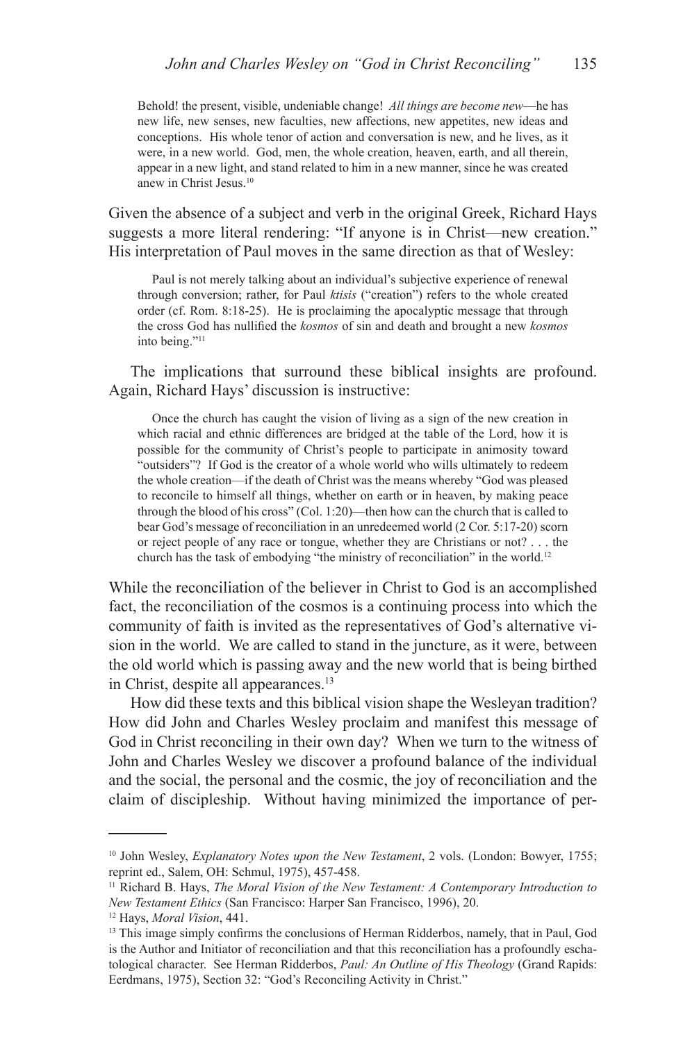> Behold! the present, visible, undeniable change! *All things are become new*—he has new life, new senses, new faculties, new affections, new appetites, new ideas and conceptions. His whole tenor of action and conversation is new, and he lives, as it were, in a new world. God, men, the whole creation, heaven, earth, and all therein, appear in a new light, and stand related to him in a new manner, since he was created anew in Christ Jesus.[10]

Given the absence of a subject and verb in the original Greek, Richard Hays suggests a more literal rendering: "If anyone is in Christ—new creation." His interpretation of Paul moves in the same direction as that of Wesley:

> Paul is not merely talking about an individual's subjective experience of renewal through conversion; rather, for Paul *ktisis* ("creation") refers to the whole created order (cf. Rom. 8:18-25). He is proclaiming the apocalyptic message that through the cross God has nullified the *kosmos* of sin and death and brought a new *kosmos* into being."[11]

The implications that surround these biblical insights are profound. Again, Richard Hays' discussion is instructive:

> Once the church has caught the vision of living as a sign of the new creation in which racial and ethnic differences are bridged at the table of the Lord, how it is possible for the community of Christ's people to participate in animosity toward "outsiders"? If God is the creator of a whole world who wills ultimately to redeem the whole creation—if the death of Christ was the means whereby "God was pleased to reconcile to himself all things, whether on earth or in heaven, by making peace through the blood of his cross" (Col. 1:20)—then how can the church that is called to bear God's message of reconciliation in an unredeemed world (2 Cor. 5:17-20) scorn or reject people of any race or tongue, whether they are Christians or not? . . . the church has the task of embodying "the ministry of reconciliation" in the world.[12]

While the reconciliation of the believer in Christ to God is an accomplished fact, the reconciliation of the cosmos is a continuing process into which the community of faith is invited as the representatives of God's alternative vision in the world. We are called to stand in the juncture, as it were, between the old world which is passing away and the new world that is being birthed in Christ, despite all appearances.[13]

How did these texts and this biblical vision shape the Wesleyan tradition? How did John and Charles Wesley proclaim and manifest this message of God in Christ reconciling in their own day? When we turn to the witness of John and Charles Wesley we discover a profound balance of the individual and the social, the personal and the cosmic, the joy of reconciliation and the claim of discipleship. Without having minimized the importance of per-

---

[10] John Wesley, *Explanatory Notes upon the New Testament*, 2 vols. (London: Bowyer, 1755; reprint ed., Salem, OH: Schmul, 1975), 457-458.

[11] Richard B. Hays, *The Moral Vision of the New Testament: A Contemporary Introduction to New Testament Ethics* (San Francisco: Harper San Francisco, 1996), 20.

[12] Hays, *Moral Vision*, 441.

[13] This image simply confirms the conclusions of Herman Ridderbos, namely, that in Paul, God is the Author and Initiator of reconciliation and that this reconciliation has a profoundly eschatological character. See Herman Ridderbos, *Paul: An Outline of His Theology* (Grand Rapids: Eerdmans, 1975), Section 32: "God's Reconciling Activity in Christ."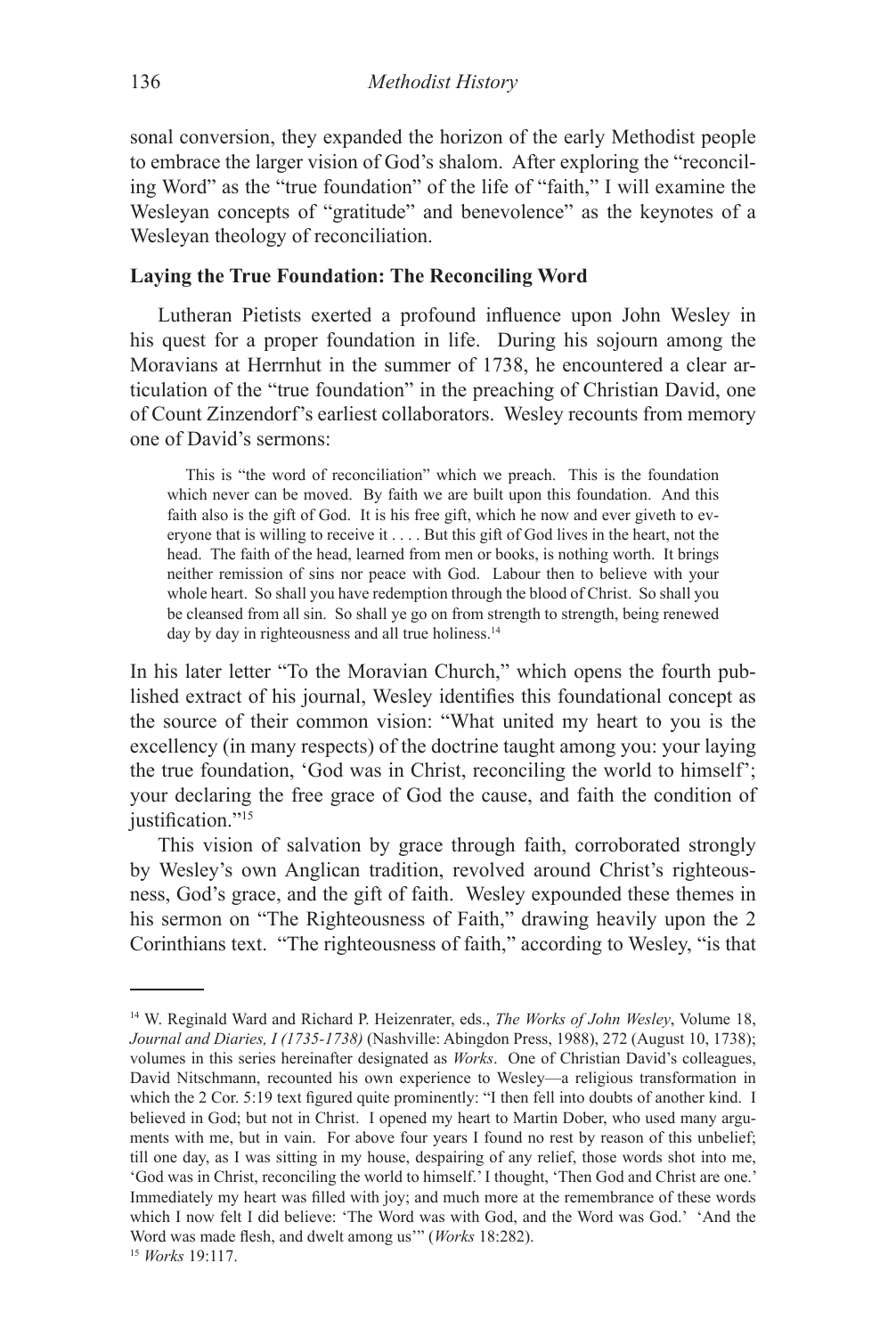sonal conversion, they expanded the horizon of the early Methodist people to embrace the larger vision of God's shalom. After exploring the "reconciling Word" as the "true foundation" of the life of "faith," I will examine the Wesleyan concepts of "gratitude" and benevolence" as the keynotes of a Wesleyan theology of reconciliation.

**Laying the True Foundation: The Reconciling Word**

Lutheran Pietists exerted a profound influence upon John Wesley in his quest for a proper foundation in life. During his sojourn among the Moravians at Herrnhut in the summer of 1738, he encountered a clear articulation of the "true foundation" in the preaching of Christian David, one of Count Zinzendorf's earliest collaborators. Wesley recounts from memory one of David's sermons:

> This is "the word of reconciliation" which we preach. This is the foundation which never can be moved. By faith we are built upon this foundation. And this faith also is the gift of God. It is his free gift, which he now and ever giveth to everyone that is willing to receive it . . . . But this gift of God lives in the heart, not the head. The faith of the head, learned from men or books, is nothing worth. It brings neither remission of sins nor peace with God. Labour then to believe with your whole heart. So shall you have redemption through the blood of Christ. So shall you be cleansed from all sin. So shall ye go on from strength to strength, being renewed day by day in righteousness and all true holiness.[14]

In his later letter "To the Moravian Church," which opens the fourth published extract of his journal, Wesley identifies this foundational concept as the source of their common vision: "What united my heart to you is the excellency (in many respects) of the doctrine taught among you: your laying the true foundation, 'God was in Christ, reconciling the world to himself'; your declaring the free grace of God the cause, and faith the condition of justification."[15]

This vision of salvation by grace through faith, corroborated strongly by Wesley's own Anglican tradition, revolved around Christ's righteousness, God's grace, and the gift of faith. Wesley expounded these themes in his sermon on "The Righteousness of Faith," drawing heavily upon the 2 Corinthians text. "The righteousness of faith," according to Wesley, "is that

---

[14] W. Reginald Ward and Richard P. Heizenrater, eds., *The Works of John Wesley*, Volume 18, *Journal and Diaries, I (1735-1738)* (Nashville: Abingdon Press, 1988), 272 (August 10, 1738); volumes in this series hereinafter designated as *Works*. One of Christian David's colleagues, David Nitschmann, recounted his own experience to Wesley—a religious transformation in which the 2 Cor. 5:19 text figured quite prominently: "I then fell into doubts of another kind. I believed in God; but not in Christ. I opened my heart to Martin Dober, who used many arguments with me, but in vain. For above four years I found no rest by reason of this unbelief; till one day, as I was sitting in my house, despairing of any relief, those words shot into me, 'God was in Christ, reconciling the world to himself.' I thought, 'Then God and Christ are one.' Immediately my heart was filled with joy; and much more at the remembrance of these words which I now felt I did believe: 'The Word was with God, and the Word was God.' 'And the Word was made flesh, and dwelt among us'" (*Works* 18:282).

[15] *Works* 19:117.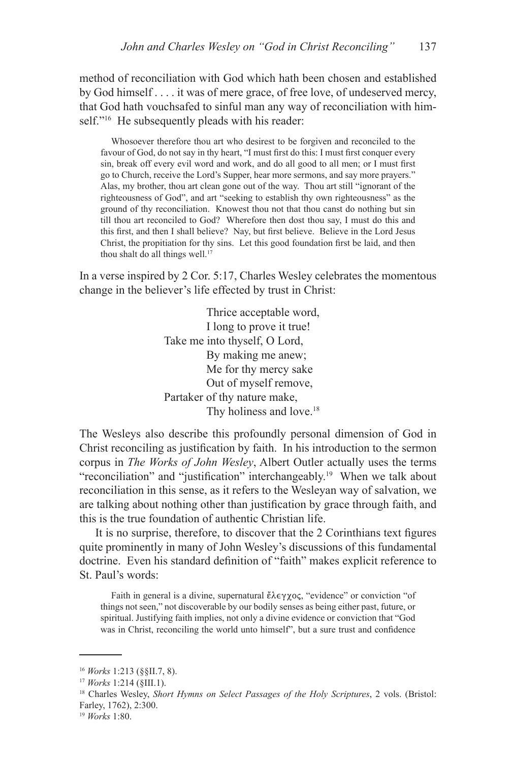method of reconciliation with God which hath been chosen and established by God himself . . . . it was of mere grace, of free love, of undeserved mercy, that God hath vouchsafed to sinful man any way of reconciliation with himself."[16] He subsequently pleads with his reader:

> Whosoever therefore thou art who desirest to be forgiven and reconciled to the favour of God, do not say in thy heart, "I must first do this: I must first conquer every sin, break off every evil word and work, and do all good to all men; or I must first go to Church, receive the Lord's Supper, hear more sermons, and say more prayers." Alas, my brother, thou art clean gone out of the way. Thou art still "ignorant of the righteousness of God", and art "seeking to establish thy own righteousness" as the ground of thy reconciliation. Knowest thou not that thou canst do nothing but sin till thou art reconciled to God? Wherefore then dost thou say, I must do this and this first, and then I shall believe? Nay, but first believe. Believe in the Lord Jesus Christ, the propitiation for thy sins. Let this good foundation first be laid, and then thou shalt do all things well.[17]

In a verse inspired by 2 Cor. 5:17, Charles Wesley celebrates the momentous change in the believer's life effected by trust in Christ:

> Thrice acceptable word,
> I long to prove it true!
> Take me into thyself, O Lord,
> By making me anew;
> Me for thy mercy sake
> Out of myself remove,
> Partaker of thy nature make,
> Thy holiness and love.[18]

The Wesleys also describe this profoundly personal dimension of God in Christ reconciling as justification by faith. In his introduction to the sermon corpus in *The Works of John Wesley*, Albert Outler actually uses the terms "reconciliation" and "justification" interchangeably.[19] When we talk about reconciliation in this sense, as it refers to the Wesleyan way of salvation, we are talking about nothing other than justification by grace through faith, and this is the true foundation of authentic Christian life.

It is no surprise, therefore, to discover that the 2 Corinthians text figures quite prominently in many of John Wesley's discussions of this fundamental doctrine. Even his standard definition of "faith" makes explicit reference to St. Paul's words:

> Faith in general is a divine, supernatural ἔλεγχος, "evidence" or conviction "of things not seen," not discoverable by our bodily senses as being either past, future, or spiritual. Justifying faith implies, not only a divine evidence or conviction that "God was in Christ, reconciling the world unto himself", but a sure trust and confidence

---

[16] *Works* 1:213 (§§II.7, 8).

[17] *Works* 1:214 (§III.1).

[18] Charles Wesley, *Short Hymns on Select Passages of the Holy Scriptures*, 2 vols. (Bristol: Farley, 1762), 2:300.

[19] *Works* 1:80.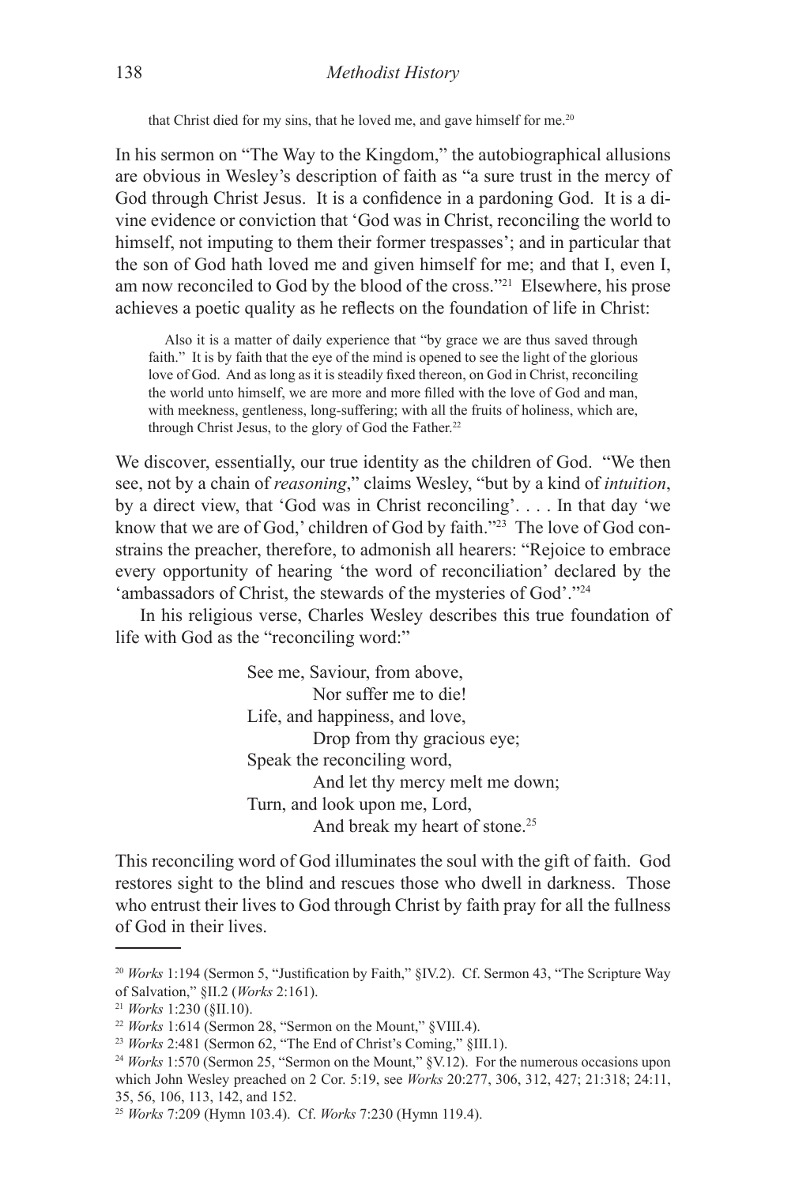> that Christ died for my sins, that he loved me, and gave himself for me.[20]

In his sermon on "The Way to the Kingdom," the autobiographical allusions are obvious in Wesley's description of faith as "a sure trust in the mercy of God through Christ Jesus. It is a confidence in a pardoning God. It is a divine evidence or conviction that 'God was in Christ, reconciling the world to himself, not imputing to them their former trespasses'; and in particular that the son of God hath loved me and given himself for me; and that I, even I, am now reconciled to God by the blood of the cross."[21] Elsewhere, his prose achieves a poetic quality as he reflects on the foundation of life in Christ:

> Also it is a matter of daily experience that "by grace we are thus saved through faith." It is by faith that the eye of the mind is opened to see the light of the glorious love of God. And as long as it is steadily fixed thereon, on God in Christ, reconciling the world unto himself, we are more and more filled with the love of God and man, with meekness, gentleness, long-suffering; with all the fruits of holiness, which are, through Christ Jesus, to the glory of God the Father.[22]

We discover, essentially, our true identity as the children of God. "We then see, not by a chain of *reasoning*," claims Wesley, "but by a kind of *intuition*, by a direct view, that 'God was in Christ reconciling'. . . . In that day 'we know that we are of God,' children of God by faith."[23] The love of God constrains the preacher, therefore, to admonish all hearers: "Rejoice to embrace every opportunity of hearing 'the word of reconciliation' declared by the 'ambassadors of Christ, the stewards of the mysteries of God'."[24]

In his religious verse, Charles Wesley describes this true foundation of life with God as the "reconciling word:"

> See me, Saviour, from above,
> Nor suffer me to die!
> Life, and happiness, and love,
> Drop from thy gracious eye;
> Speak the reconciling word,
> And let thy mercy melt me down;
> Turn, and look upon me, Lord,
> And break my heart of stone.[25]

This reconciling word of God illuminates the soul with the gift of faith. God restores sight to the blind and rescues those who dwell in darkness. Those who entrust their lives to God through Christ by faith pray for all the fullness of God in their lives.

---

[20] *Works* 1:194 (Sermon 5, "Justification by Faith," §IV.2). Cf. Sermon 43, "The Scripture Way of Salvation," §II.2 (*Works* 2:161).

[21] *Works* 1:230 (§II.10).

[22] *Works* 1:614 (Sermon 28, "Sermon on the Mount," §VIII.4).

[23] *Works* 2:481 (Sermon 62, "The End of Christ's Coming," §III.1).

[24] *Works* 1:570 (Sermon 25, "Sermon on the Mount," §V.12). For the numerous occasions upon which John Wesley preached on 2 Cor. 5:19, see *Works* 20:277, 306, 312, 427; 21:318; 24:11, 35, 56, 106, 113, 142, and 152.

[25] *Works* 7:209 (Hymn 103.4). Cf. *Works* 7:230 (Hymn 119.4).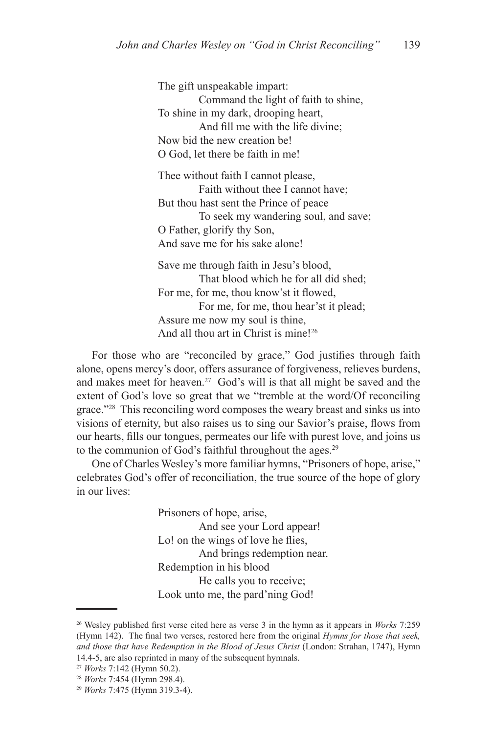> The gift unspeakable impart:
> Command the light of faith to shine,
> To shine in my dark, drooping heart,
> And fill me with the life divine;
> Now bid the new creation be!
> O God, let there be faith in me!
>
> Thee without faith I cannot please,
> Faith without thee I cannot have;
> But thou hast sent the Prince of peace
> To seek my wandering soul, and save;
> O Father, glorify thy Son,
> And save me for his sake alone!
>
> Save me through faith in Jesu's blood,
> That blood which he for all did shed;
> For me, for me, thou know'st it flowed,
> For me, for me, thou hear'st it plead;
> Assure me now my soul is thine,
> And all thou art in Christ is mine![26]

For those who are "reconciled by grace," God justifies through faith alone, opens mercy's door, offers assurance of forgiveness, relieves burdens, and makes meet for heaven.[27] God's will is that all might be saved and the extent of God's love so great that we "tremble at the word/Of reconciling grace."[28] This reconciling word composes the weary breast and sinks us into visions of eternity, but also raises us to sing our Savior's praise, flows from our hearts, fills our tongues, permeates our life with purest love, and joins us to the communion of God's faithful throughout the ages.[29]

One of Charles Wesley's more familiar hymns, "Prisoners of hope, arise," celebrates God's offer of reconciliation, the true source of the hope of glory in our lives:

> Prisoners of hope, arise,
> And see your Lord appear!
> Lo! on the wings of love he flies,
> And brings redemption near.
> Redemption in his blood
> He calls you to receive;
> Look unto me, the pard'ning God!

---

[26] Wesley published first verse cited here as verse 3 in the hymn as it appears in *Works* 7:259 (Hymn 142). The final two verses, restored here from the original *Hymns for those that seek, and those that have Redemption in the Blood of Jesus Christ* (London: Strahan, 1747), Hymn 14.4-5, are also reprinted in many of the subsequent hymnals.

[27] *Works* 7:142 (Hymn 50.2).

[28] *Works* 7:454 (Hymn 298.4).

[29] *Works* 7:475 (Hymn 319.3-4).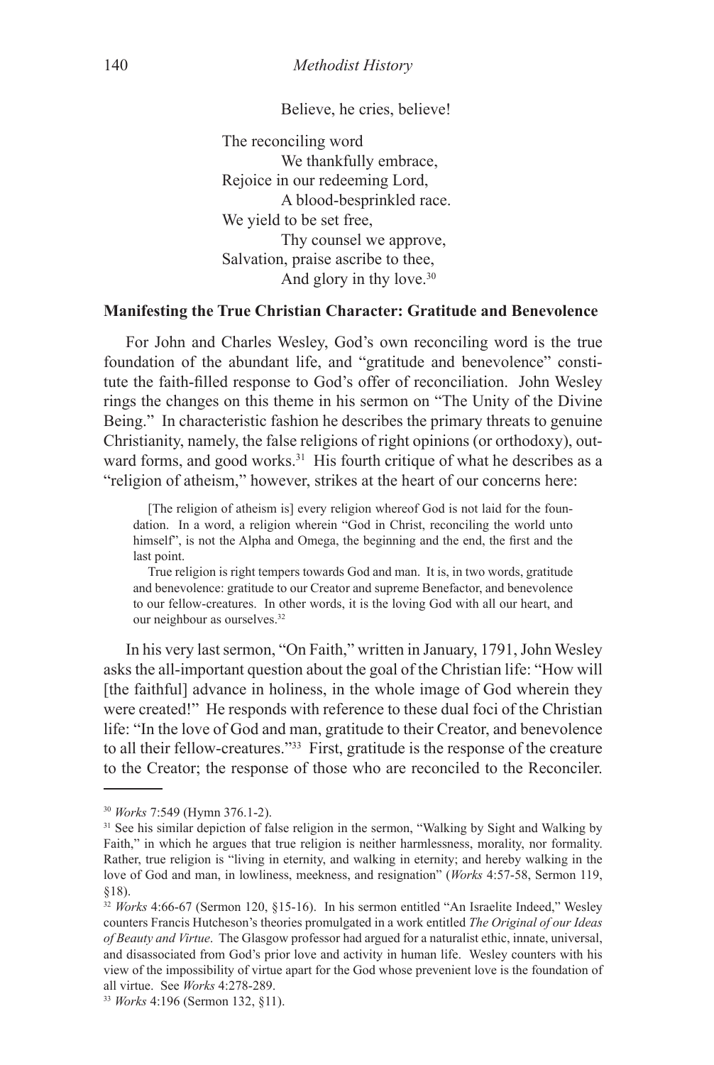Believe, he cries, believe!

The reconciling word
We thankfully embrace,
Rejoice in our redeeming Lord,
A blood-besprinkled race.
We yield to be set free,
Thy counsel we approve,
Salvation, praise ascribe to thee,
And glory in thy love.[30]

**Manifesting the True Christian Character: Gratitude and Benevolence**

For John and Charles Wesley, God's own reconciling word is the true foundation of the abundant life, and "gratitude and benevolence" constitute the faith-filled response to God's offer of reconciliation. John Wesley rings the changes on this theme in his sermon on "The Unity of the Divine Being." In characteristic fashion he describes the primary threats to genuine Christianity, namely, the false religions of right opinions (or orthodoxy), outward forms, and good works.[31] His fourth critique of what he describes as a "religion of atheism," however, strikes at the heart of our concerns here:

> [The religion of atheism is] every religion whereof God is not laid for the foundation. In a word, a religion wherein "God in Christ, reconciling the world unto himself", is not the Alpha and Omega, the beginning and the end, the first and the last point.
>
> True religion is right tempers towards God and man. It is, in two words, gratitude and benevolence: gratitude to our Creator and supreme Benefactor, and benevolence to our fellow-creatures. In other words, it is the loving God with all our heart, and our neighbour as ourselves.[32]

In his very last sermon, "On Faith," written in January, 1791, John Wesley asks the all-important question about the goal of the Christian life: "How will [the faithful] advance in holiness, in the whole image of God wherein they were created!" He responds with reference to these dual foci of the Christian life: "In the love of God and man, gratitude to their Creator, and benevolence to all their fellow-creatures."[33] First, gratitude is the response of the creature to the Creator; the response of those who are reconciled to the Reconciler.

---

[30] *Works* 7:549 (Hymn 376.1-2).

[31] See his similar depiction of false religion in the sermon, "Walking by Sight and Walking by Faith," in which he argues that true religion is neither harmlessness, morality, nor formality. Rather, true religion is "living in eternity, and walking in eternity; and hereby walking in the love of God and man, in lowliness, meekness, and resignation" (*Works* 4:57-58, Sermon 119, §18).

[32] *Works* 4:66-67 (Sermon 120, §15-16). In his sermon entitled "An Israelite Indeed," Wesley counters Francis Hutcheson's theories promulgated in a work entitled *The Original of our Ideas of Beauty and Virtue*. The Glasgow professor had argued for a naturalist ethic, innate, universal, and disassociated from God's prior love and activity in human life. Wesley counters with his view of the impossibility of virtue apart for the God whose prevenient love is the foundation of all virtue. See *Works* 4:278-289.

[33] *Works* 4:196 (Sermon 132, §11).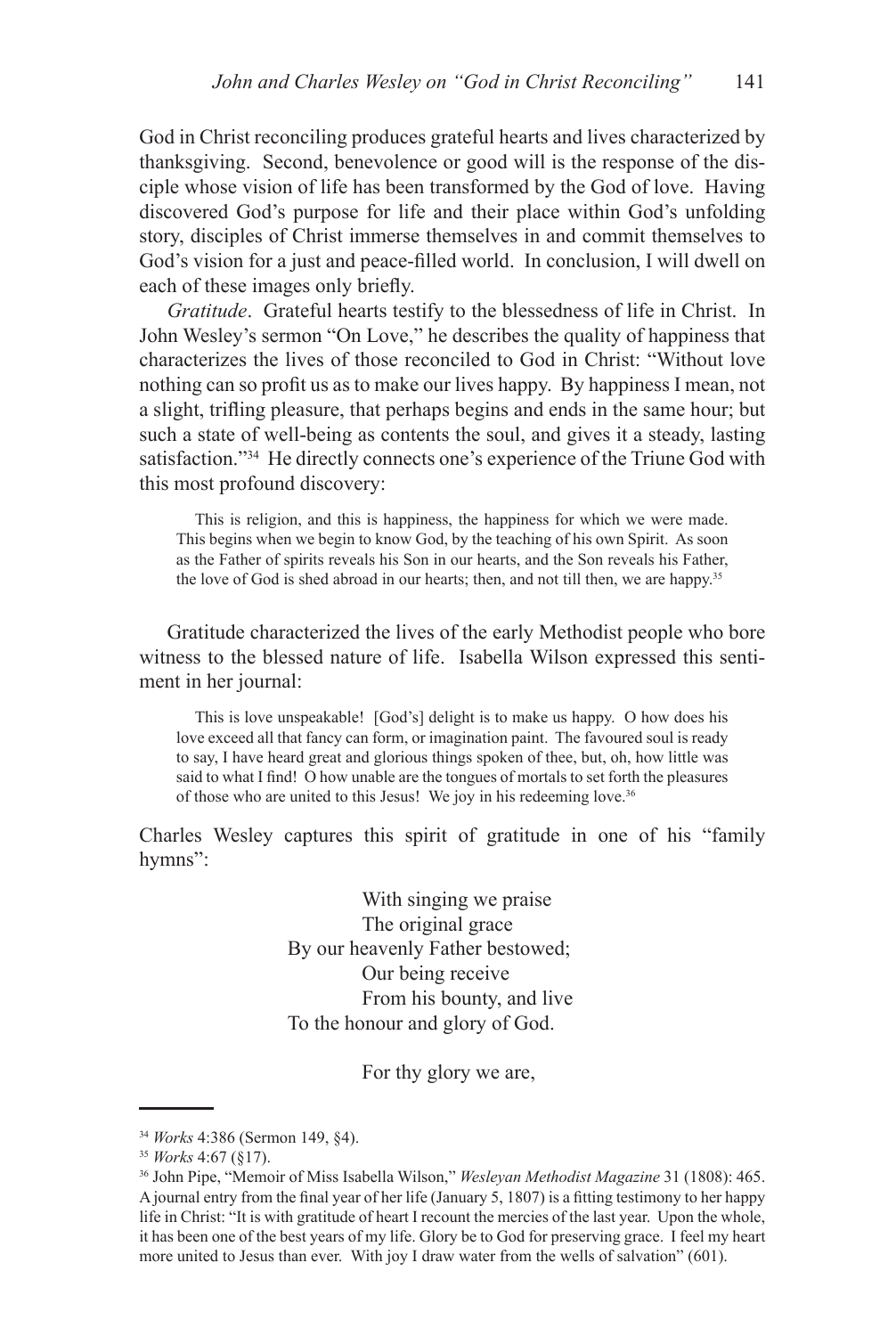God in Christ reconciling produces grateful hearts and lives characterized by thanksgiving. Second, benevolence or good will is the response of the disciple whose vision of life has been transformed by the God of love. Having discovered God's purpose for life and their place within God's unfolding story, disciples of Christ immerse themselves in and commit themselves to God's vision for a just and peace-filled world. In conclusion, I will dwell on each of these images only briefly.

*Gratitude*. Grateful hearts testify to the blessedness of life in Christ. In John Wesley's sermon "On Love," he describes the quality of happiness that characterizes the lives of those reconciled to God in Christ: "Without love nothing can so profit us as to make our lives happy. By happiness I mean, not a slight, trifling pleasure, that perhaps begins and ends in the same hour; but such a state of well-being as contents the soul, and gives it a steady, lasting satisfaction."[34] He directly connects one's experience of the Triune God with this most profound discovery:

> This is religion, and this is happiness, the happiness for which we were made. This begins when we begin to know God, by the teaching of his own Spirit. As soon as the Father of spirits reveals his Son in our hearts, and the Son reveals his Father, the love of God is shed abroad in our hearts; then, and not till then, we are happy.[35]

Gratitude characterized the lives of the early Methodist people who bore witness to the blessed nature of life. Isabella Wilson expressed this sentiment in her journal:

> This is love unspeakable! [God's] delight is to make us happy. O how does his love exceed all that fancy can form, or imagination paint. The favoured soul is ready to say, I have heard great and glorious things spoken of thee, but, oh, how little was said to what I find! O how unable are the tongues of mortals to set forth the pleasures of those who are united to this Jesus! We joy in his redeeming love.[36]

Charles Wesley captures this spirit of gratitude in one of his "family hymns":

> With singing we praise
> The original grace
> By our heavenly Father bestowed;
> Our being receive
> From his bounty, and live
> To the honour and glory of God.
>
> For thy glory we are,

[34] *Works* 4:386 (Sermon 149, §4).

[35] *Works* 4:67 (§17).

[36] John Pipe, "Memoir of Miss Isabella Wilson," *Wesleyan Methodist Magazine* 31 (1808): 465. A journal entry from the final year of her life (January 5, 1807) is a fitting testimony to her happy life in Christ: "It is with gratitude of heart I recount the mercies of the last year. Upon the whole, it has been one of the best years of my life. Glory be to God for preserving grace. I feel my heart more united to Jesus than ever. With joy I draw water from the wells of salvation" (601).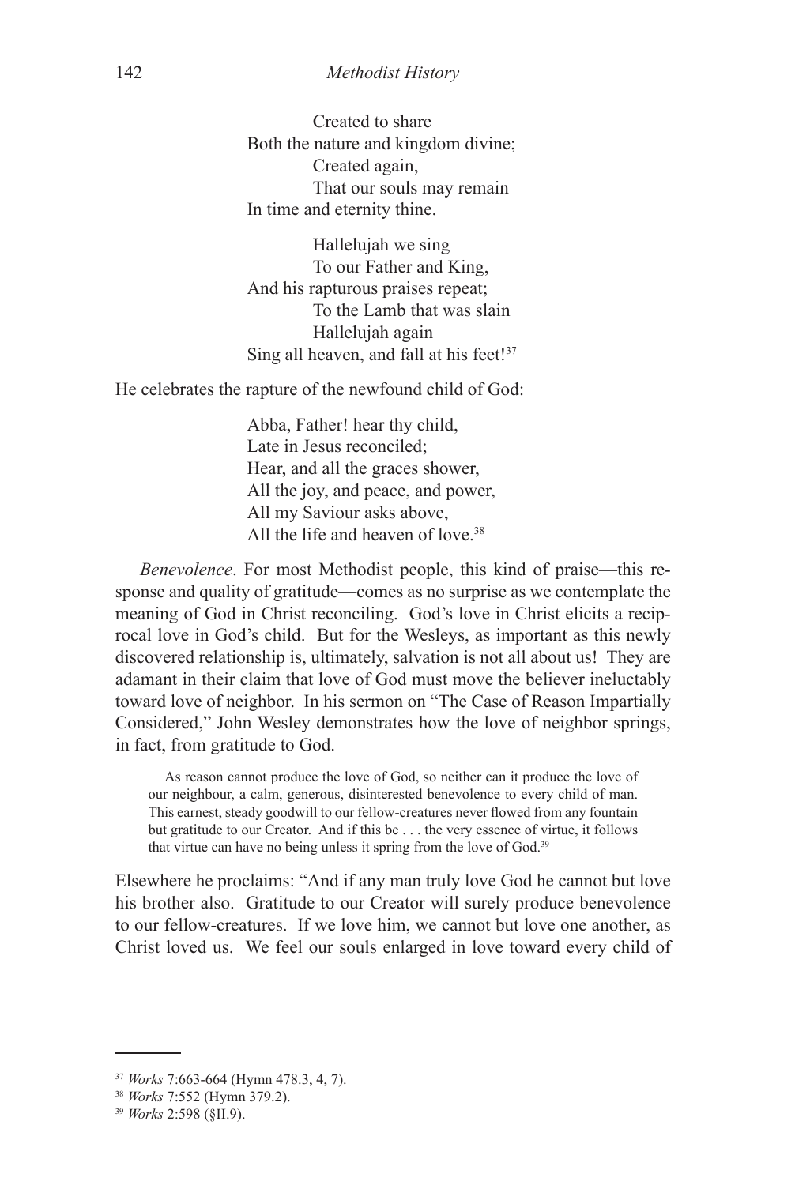Created to share
Both the nature and kingdom divine;
Created again,
That our souls may remain
In time and eternity thine.

Hallelujah we sing
To our Father and King,
And his rapturous praises repeat;
To the Lamb that was slain
Hallelujah again
Sing all heaven, and fall at his feet![37]

He celebrates the rapture of the newfound child of God:

Abba, Father! hear thy child,
Late in Jesus reconciled;
Hear, and all the graces shower,
All the joy, and peace, and power,
All my Saviour asks above,
All the life and heaven of love.[38]

*Benevolence*. For most Methodist people, this kind of praise—this response and quality of gratitude—comes as no surprise as we contemplate the meaning of God in Christ reconciling. God's love in Christ elicits a reciprocal love in God's child. But for the Wesleys, as important as this newly discovered relationship is, ultimately, salvation is not all about us! They are adamant in their claim that love of God must move the believer ineluctably toward love of neighbor. In his sermon on "The Case of Reason Impartially Considered," John Wesley demonstrates how the love of neighbor springs, in fact, from gratitude to God.

> As reason cannot produce the love of God, so neither can it produce the love of our neighbour, a calm, generous, disinterested benevolence to every child of man. This earnest, steady goodwill to our fellow-creatures never flowed from any fountain but gratitude to our Creator. And if this be . . . the very essence of virtue, it follows that virtue can have no being unless it spring from the love of God.[39]

Elsewhere he proclaims: "And if any man truly love God he cannot but love his brother also. Gratitude to our Creator will surely produce benevolence to our fellow-creatures. If we love him, we cannot but love one another, as Christ loved us. We feel our souls enlarged in love toward every child of

---

[37] *Works* 7:663-664 (Hymn 478.3, 4, 7).

[38] *Works* 7:552 (Hymn 379.2).

[39] *Works* 2:598 (§II.9).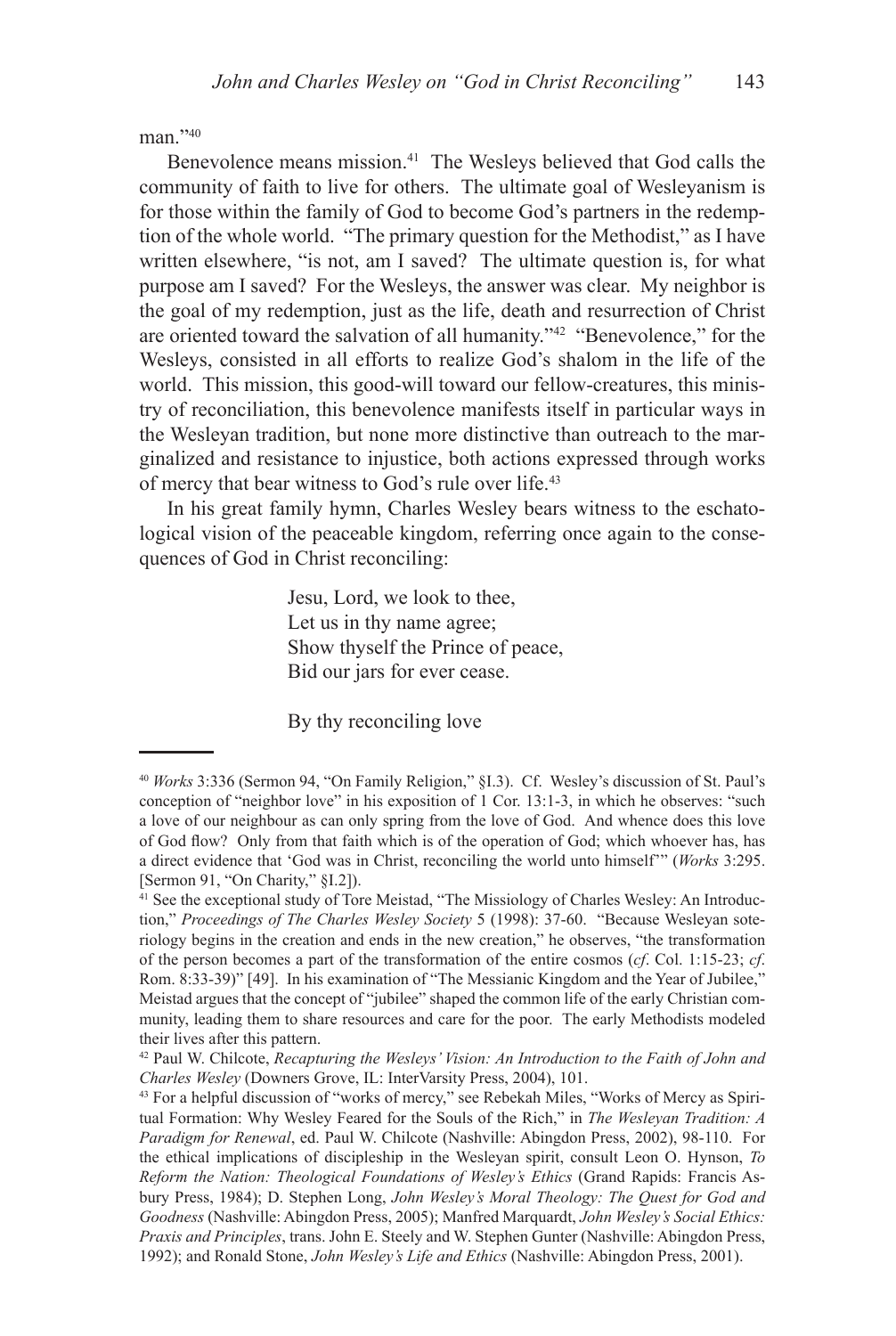man."[40]

Benevolence means mission.[41] The Wesleys believed that God calls the community of faith to live for others. The ultimate goal of Wesleyanism is for those within the family of God to become God's partners in the redemption of the whole world. "The primary question for the Methodist," as I have written elsewhere, "is not, am I saved? The ultimate question is, for what purpose am I saved? For the Wesleys, the answer was clear. My neighbor is the goal of my redemption, just as the life, death and resurrection of Christ are oriented toward the salvation of all humanity."[42] "Benevolence," for the Wesleys, consisted in all efforts to realize God's shalom in the life of the world. This mission, this good-will toward our fellow-creatures, this ministry of reconciliation, this benevolence manifests itself in particular ways in the Wesleyan tradition, but none more distinctive than outreach to the marginalized and resistance to injustice, both actions expressed through works of mercy that bear witness to God's rule over life.[43]

In his great family hymn, Charles Wesley bears witness to the eschatological vision of the peaceable kingdom, referring once again to the consequences of God in Christ reconciling:

> Jesu, Lord, we look to thee,
> Let us in thy name agree;
> Show thyself the Prince of peace,
> Bid our jars for ever cease.
>
> By thy reconciling love

---

[40] *Works* 3:336 (Sermon 94, "On Family Religion," §I.3). Cf. Wesley's discussion of St. Paul's conception of "neighbor love" in his exposition of 1 Cor. 13:1-3, in which he observes: "such a love of our neighbour as can only spring from the love of God. And whence does this love of God flow? Only from that faith which is of the operation of God; which whoever has, has a direct evidence that 'God was in Christ, reconciling the world unto himself'" (*Works* 3:295. [Sermon 91, "On Charity," §I.2]).

[41] See the exceptional study of Tore Meistad, "The Missiology of Charles Wesley: An Introduction," *Proceedings of The Charles Wesley Society* 5 (1998): 37-60. "Because Wesleyan soteriology begins in the creation and ends in the new creation," he observes, "the transformation of the person becomes a part of the transformation of the entire cosmos (*cf*. Col. 1:15-23; *cf*. Rom. 8:33-39)" [49]. In his examination of "The Messianic Kingdom and the Year of Jubilee," Meistad argues that the concept of "jubilee" shaped the common life of the early Christian community, leading them to share resources and care for the poor. The early Methodists modeled their lives after this pattern.

[42] Paul W. Chilcote, *Recapturing the Wesleys' Vision: An Introduction to the Faith of John and Charles Wesley* (Downers Grove, IL: InterVarsity Press, 2004), 101.

[43] For a helpful discussion of "works of mercy," see Rebekah Miles, "Works of Mercy as Spiritual Formation: Why Wesley Feared for the Souls of the Rich," in *The Wesleyan Tradition: A Paradigm for Renewal*, ed. Paul W. Chilcote (Nashville: Abingdon Press, 2002), 98-110. For the ethical implications of discipleship in the Wesleyan spirit, consult Leon O. Hynson, *To Reform the Nation: Theological Foundations of Wesley's Ethics* (Grand Rapids: Francis Asbury Press, 1984); D. Stephen Long, *John Wesley's Moral Theology: The Quest for God and Goodness* (Nashville: Abingdon Press, 2005); Manfred Marquardt, *John Wesley's Social Ethics: Praxis and Principles*, trans. John E. Steely and W. Stephen Gunter (Nashville: Abingdon Press, 1992); and Ronald Stone, *John Wesley's Life and Ethics* (Nashville: Abingdon Press, 2001).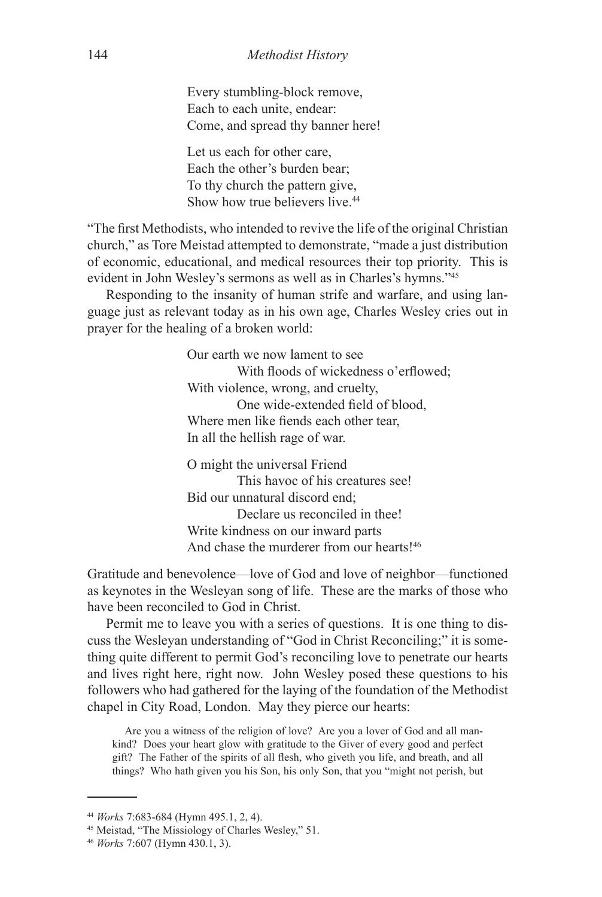Every stumbling-block remove,  
Each to each unite, endear:  
Come, and spread thy banner here!

Let us each for other care,  
Each the other's burden bear;  
To thy church the pattern give,  
Show how true believers live.[44]

"The first Methodists, who intended to revive the life of the original Christian church," as Tore Meistad attempted to demonstrate, "made a just distribution of economic, educational, and medical resources their top priority. This is evident in John Wesley's sermons as well as in Charles's hymns."[45]

Responding to the insanity of human strife and warfare, and using language just as relevant today as in his own age, Charles Wesley cries out in prayer for the healing of a broken world:

Our earth we now lament to see  
    With floods of wickedness o'erflowed;  
With violence, wrong, and cruelty,  
    One wide-extended field of blood,  
Where men like fiends each other tear,  
In all the hellish rage of war.

O might the universal Friend  
    This havoc of his creatures see!  
Bid our unnatural discord end;  
    Declare us reconciled in thee!  
Write kindness on our inward parts  
And chase the murderer from our hearts![46]

Gratitude and benevolence—love of God and love of neighbor—functioned as keynotes in the Wesleyan song of life. These are the marks of those who have been reconciled to God in Christ.

Permit me to leave you with a series of questions. It is one thing to discuss the Wesleyan understanding of "God in Christ Reconciling;" it is something quite different to permit God's reconciling love to penetrate our hearts and lives right here, right now. John Wesley posed these questions to his followers who had gathered for the laying of the foundation of the Methodist chapel in City Road, London. May they pierce our hearts:

> Are you a witness of the religion of love? Are you a lover of God and all mankind? Does your heart glow with gratitude to the Giver of every good and perfect gift? The Father of the spirits of all flesh, who giveth you life, and breath, and all things? Who hath given you his Son, his only Son, that you "might not perish, but

---

[44] *Works* 7:683-684 (Hymn 495.1, 2, 4).

[45] Meistad, "The Missiology of Charles Wesley," 51.

[46] *Works* 7:607 (Hymn 430.1, 3).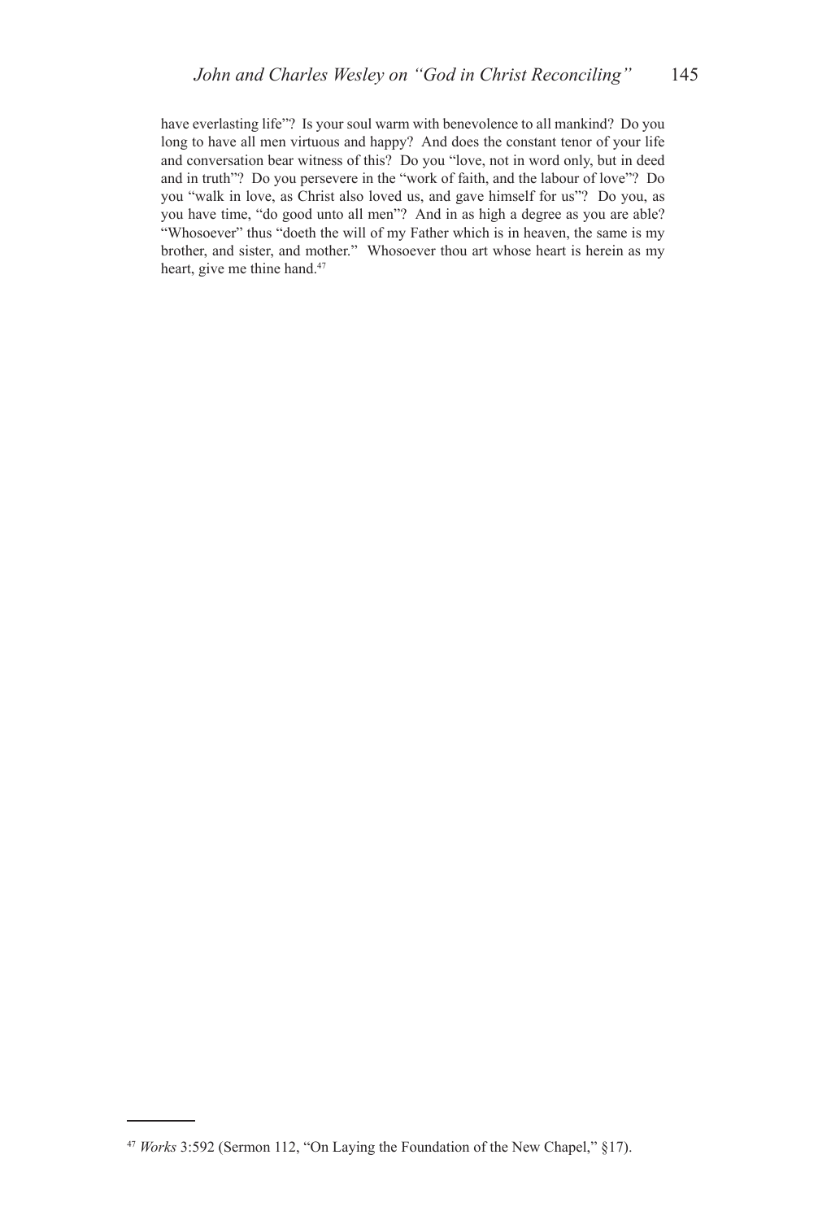have everlasting life"? Is your soul warm with benevolence to all mankind? Do you long to have all men virtuous and happy? And does the constant tenor of your life and conversation bear witness of this? Do you "love, not in word only, but in deed and in truth"? Do you persevere in the "work of faith, and the labour of love"? Do you "walk in love, as Christ also loved us, and gave himself for us"? Do you, as you have time, "do good unto all men"? And in as high a degree as you are able? "Whosoever" thus "doeth the will of my Father which is in heaven, the same is my brother, and sister, and mother." Whosoever thou art whose heart is herein as my heart, give me thine hand.[47]

---

[47] *Works* 3:592 (Sermon 112, "On Laying the Foundation of the New Chapel," §17).